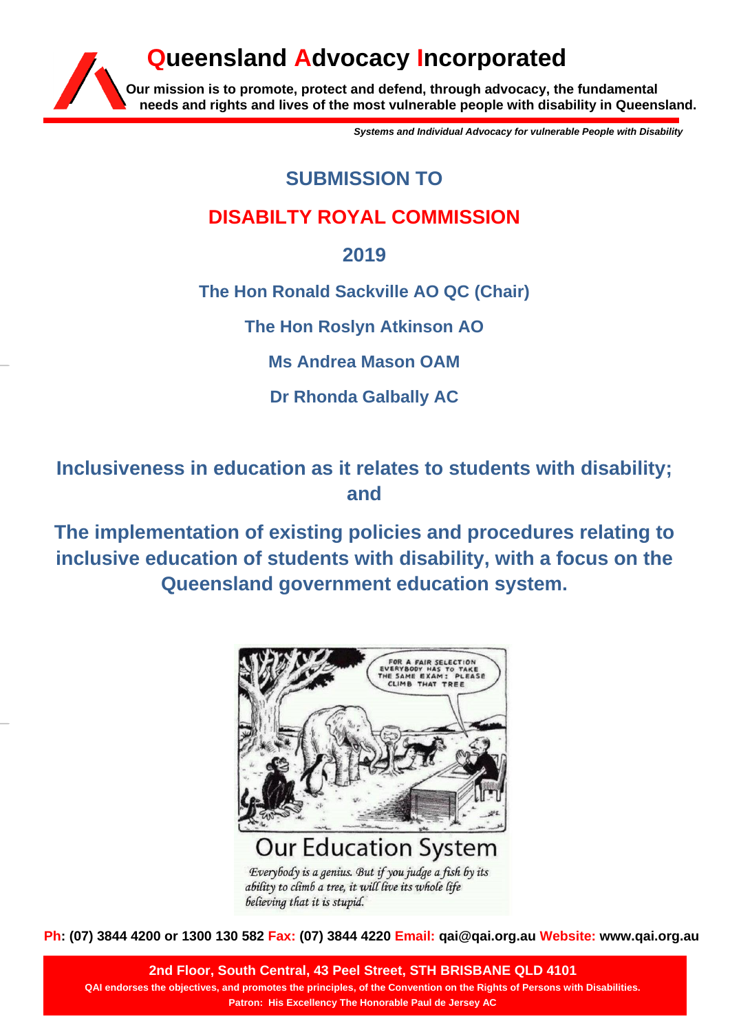# Queensland Advocacy Incorporated

**Our mission is to promote, protect and defend, through advocacy, the fundamental needs and rights and lives of the most vulnerable people with disability in Queensland.**

***Systems and Individual Advocacy for vulnerable People with Disability***

## SUBMISSION TO

## DISABILTY ROYAL COMMISSION

## 2019

**The Hon Ronald Sackville AO QC (Chair)**

**The Hon Roslyn Atkinson AO**

**Ms Andrea Mason OAM**

**Dr Rhonda Galbally AC**

## Inclusiveness in education as it relates to students with disability; and

## The implementation of existing policies and procedures relating to inclusive education of students with disability, with a focus on the Queensland government education system.

FOR A FAIR SELECTION EVERYBODY HAS TO TAKE THE SAME EXAM: PLEASE CLIMB THAT TREE

Our Education System

*Everybody is a genius. But if you judge a fish by its ability to climb a tree, it will live its whole life believing that it is stupid.*

**Ph: (07) 3844 4200 or 1300 130 582 Fax: (07) 3844 4220 Email: qai@qai.org.au Website: www.qai.org.au**

**2nd Floor, South Central, 43 Peel Street, STH BRISBANE QLD 4101**

**QAI endorses the objectives, and promotes the principles, of the Convention on the Rights of Persons with Disabilities.**

**Patron: His Excellency The Honorable Paul de Jersey AC**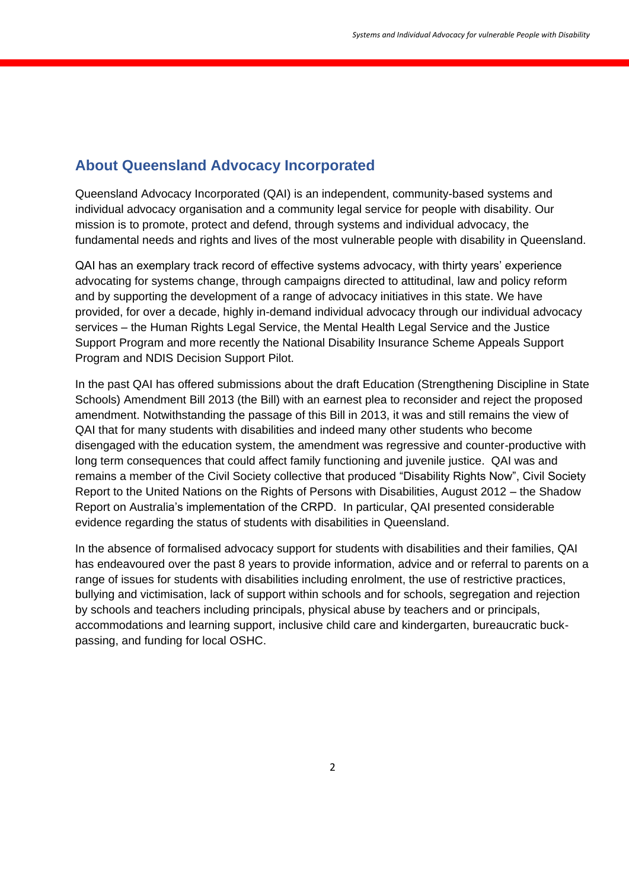## About Queensland Advocacy Incorporated

Queensland Advocacy Incorporated (QAI) is an independent, community-based systems and individual advocacy organisation and a community legal service for people with disability. Our mission is to promote, protect and defend, through systems and individual advocacy, the fundamental needs and rights and lives of the most vulnerable people with disability in Queensland.

QAI has an exemplary track record of effective systems advocacy, with thirty years' experience advocating for systems change, through campaigns directed to attitudinal, law and policy reform and by supporting the development of a range of advocacy initiatives in this state. We have provided, for over a decade, highly in-demand individual advocacy through our individual advocacy services – the Human Rights Legal Service, the Mental Health Legal Service and the Justice Support Program and more recently the National Disability Insurance Scheme Appeals Support Program and NDIS Decision Support Pilot.

In the past QAI has offered submissions about the draft Education (Strengthening Discipline in State Schools) Amendment Bill 2013 (the Bill) with an earnest plea to reconsider and reject the proposed amendment. Notwithstanding the passage of this Bill in 2013, it was and still remains the view of QAI that for many students with disabilities and indeed many other students who become disengaged with the education system, the amendment was regressive and counter-productive with long term consequences that could affect family functioning and juvenile justice. QAI was and remains a member of the Civil Society collective that produced "Disability Rights Now", Civil Society Report to the United Nations on the Rights of Persons with Disabilities, August 2012 – the Shadow Report on Australia's implementation of the CRPD. In particular, QAI presented considerable evidence regarding the status of students with disabilities in Queensland.

In the absence of formalised advocacy support for students with disabilities and their families, QAI has endeavoured over the past 8 years to provide information, advice and or referral to parents on a range of issues for students with disabilities including enrolment, the use of restrictive practices, bullying and victimisation, lack of support within schools and for schools, segregation and rejection by schools and teachers including principals, physical abuse by teachers and or principals, accommodations and learning support, inclusive child care and kindergarten, bureaucratic buck-passing, and funding for local OSHC.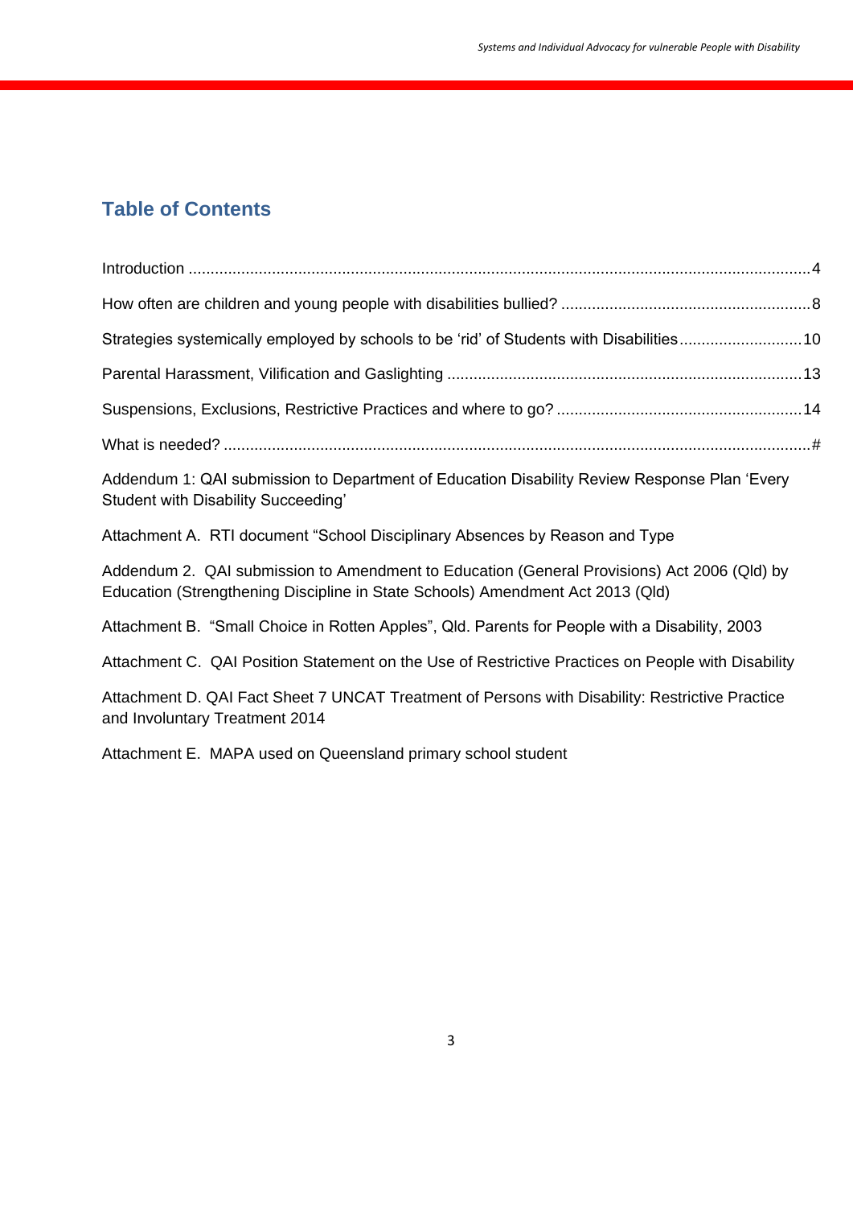## Table of Contents

Introduction ........................................................................................................................................4

How often are children and young people with disabilities bullied? .........................................................8

Strategies systemically employed by schools to be 'rid' of Students with Disabilities............................10

Parental Harassment, Vilification and Gaslighting ................................................................................13

Suspensions, Exclusions, Restrictive Practices and where to go? .......................................................14

What is needed? .....................................................................................................................................#

Addendum 1: QAI submission to Department of Education Disability Review Response Plan 'Every Student with Disability Succeeding'

Attachment A. RTI document "School Disciplinary Absences by Reason and Type

Addendum 2. QAI submission to Amendment to Education (General Provisions) Act 2006 (Qld) by Education (Strengthening Discipline in State Schools) Amendment Act 2013 (Qld)

Attachment B. "Small Choice in Rotten Apples", Qld. Parents for People with a Disability, 2003

Attachment C. QAI Position Statement on the Use of Restrictive Practices on People with Disability

Attachment D. QAI Fact Sheet 7 UNCAT Treatment of Persons with Disability: Restrictive Practice and Involuntary Treatment 2014

Attachment E. MAPA used on Queensland primary school student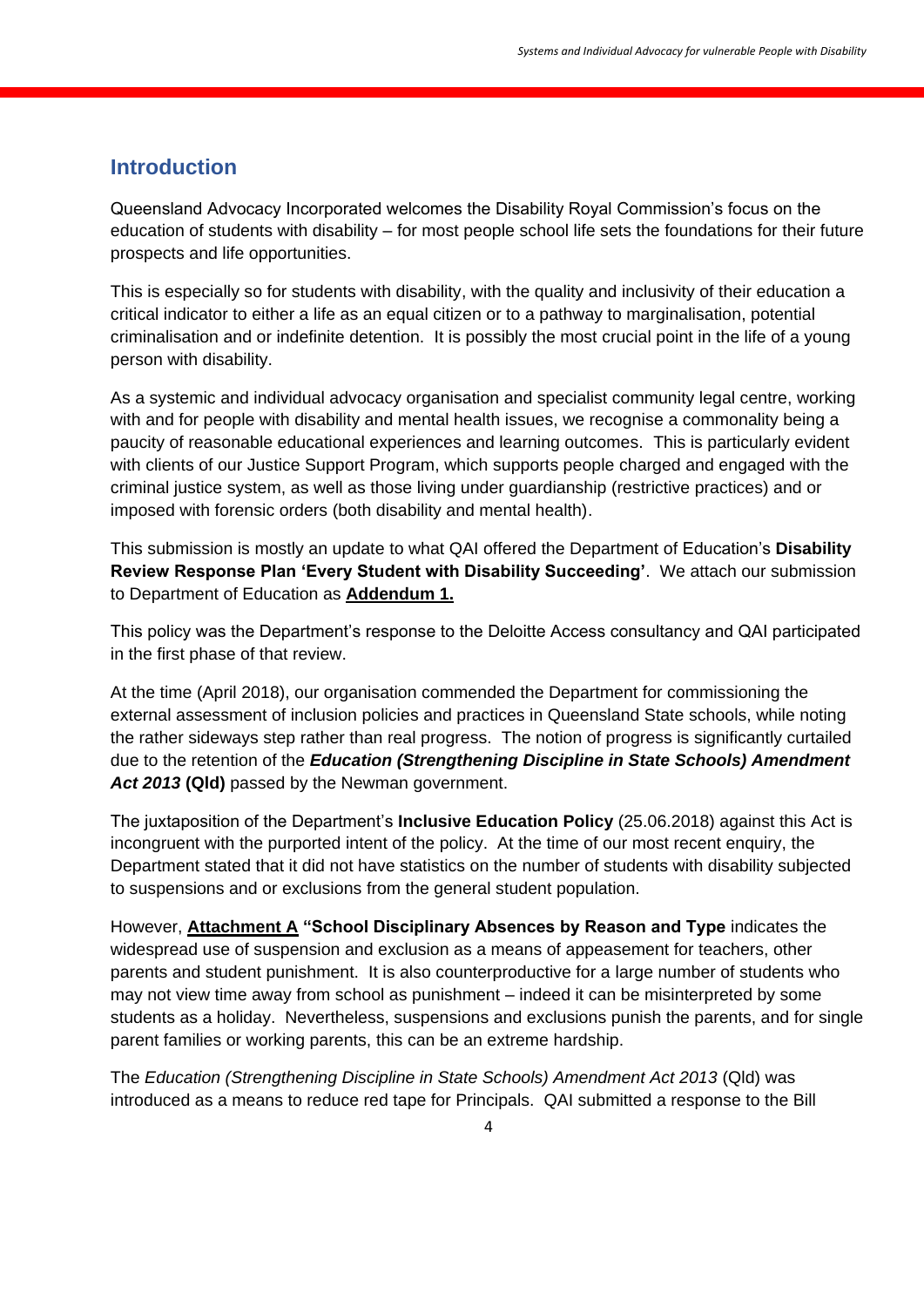## Introduction

Queensland Advocacy Incorporated welcomes the Disability Royal Commission's focus on the education of students with disability – for most people school life sets the foundations for their future prospects and life opportunities.

This is especially so for students with disability, with the quality and inclusivity of their education a critical indicator to either a life as an equal citizen or to a pathway to marginalisation, potential criminalisation and or indefinite detention. It is possibly the most crucial point in the life of a young person with disability.

As a systemic and individual advocacy organisation and specialist community legal centre, working with and for people with disability and mental health issues, we recognise a commonality being a paucity of reasonable educational experiences and learning outcomes. This is particularly evident with clients of our Justice Support Program, which supports people charged and engaged with the criminal justice system, as well as those living under guardianship (restrictive practices) and or imposed with forensic orders (both disability and mental health).

This submission is mostly an update to what QAI offered the Department of Education's **Disability Review Response Plan 'Every Student with Disability Succeeding'**. We attach our submission to Department of Education as **Addendum 1.**

This policy was the Department's response to the Deloitte Access consultancy and QAI participated in the first phase of that review.

At the time (April 2018), our organisation commended the Department for commissioning the external assessment of inclusion policies and practices in Queensland State schools, while noting the rather sideways step rather than real progress. The notion of progress is significantly curtailed due to the retention of the ***Education (Strengthening Discipline in State Schools) Amendment Act 2013* (Qld)** passed by the Newman government.

The juxtaposition of the Department's **Inclusive Education Policy** (25.06.2018) against this Act is incongruent with the purported intent of the policy. At the time of our most recent enquiry, the Department stated that it did not have statistics on the number of students with disability subjected to suspensions and or exclusions from the general student population.

However, **Attachment A "School Disciplinary Absences by Reason and Type** indicates the widespread use of suspension and exclusion as a means of appeasement for teachers, other parents and student punishment. It is also counterproductive for a large number of students who may not view time away from school as punishment – indeed it can be misinterpreted by some students as a holiday. Nevertheless, suspensions and exclusions punish the parents, and for single parent families or working parents, this can be an extreme hardship.

The *Education (Strengthening Discipline in State Schools) Amendment Act 2013* (Qld) was introduced as a means to reduce red tape for Principals. QAI submitted a response to the Bill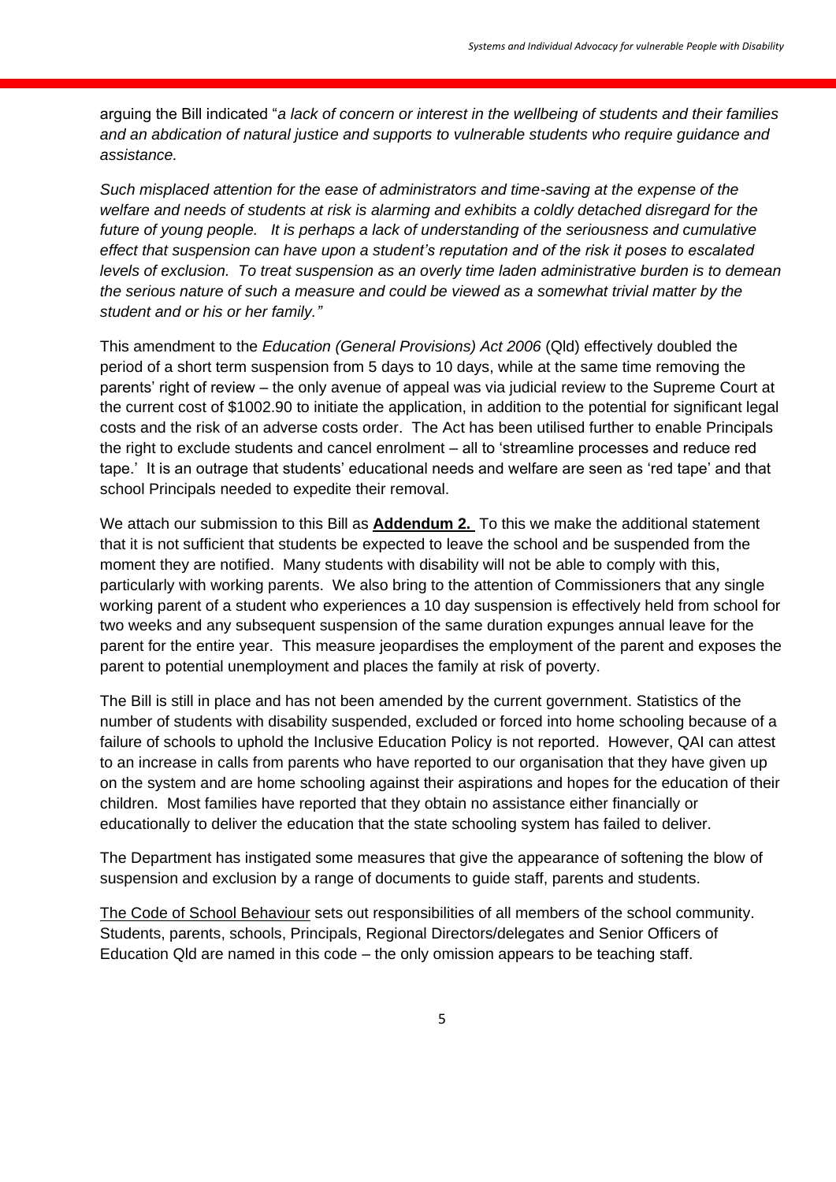arguing the Bill indicated "*a lack of concern or interest in the wellbeing of students and their families and an abdication of natural justice and supports to vulnerable students who require guidance and assistance.*

*Such misplaced attention for the ease of administrators and time-saving at the expense of the welfare and needs of students at risk is alarming and exhibits a coldly detached disregard for the future of young people. It is perhaps a lack of understanding of the seriousness and cumulative effect that suspension can have upon a student's reputation and of the risk it poses to escalated levels of exclusion. To treat suspension as an overly time laden administrative burden is to demean the serious nature of such a measure and could be viewed as a somewhat trivial matter by the student and or his or her family."*

This amendment to the *Education (General Provisions) Act 2006* (Qld) effectively doubled the period of a short term suspension from 5 days to 10 days, while at the same time removing the parents' right of review – the only avenue of appeal was via judicial review to the Supreme Court at the current cost of $1002.90 to initiate the application, in addition to the potential for significant legal costs and the risk of an adverse costs order. The Act has been utilised further to enable Principals the right to exclude students and cancel enrolment – all to 'streamline processes and reduce red tape.' It is an outrage that students' educational needs and welfare are seen as 'red tape' and that school Principals needed to expedite their removal.

We attach our submission to this Bill as **Addendum 2.** To this we make the additional statement that it is not sufficient that students be expected to leave the school and be suspended from the moment they are notified. Many students with disability will not be able to comply with this, particularly with working parents. We also bring to the attention of Commissioners that any single working parent of a student who experiences a 10 day suspension is effectively held from school for two weeks and any subsequent suspension of the same duration expunges annual leave for the parent for the entire year. This measure jeopardises the employment of the parent and exposes the parent to potential unemployment and places the family at risk of poverty.

The Bill is still in place and has not been amended by the current government. Statistics of the number of students with disability suspended, excluded or forced into home schooling because of a failure of schools to uphold the Inclusive Education Policy is not reported. However, QAI can attest to an increase in calls from parents who have reported to our organisation that they have given up on the system and are home schooling against their aspirations and hopes for the education of their children. Most families have reported that they obtain no assistance either financially or educationally to deliver the education that the state schooling system has failed to deliver.

The Department has instigated some measures that give the appearance of softening the blow of suspension and exclusion by a range of documents to guide staff, parents and students.

The Code of School Behaviour sets out responsibilities of all members of the school community. Students, parents, schools, Principals, Regional Directors/delegates and Senior Officers of Education Qld are named in this code – the only omission appears to be teaching staff.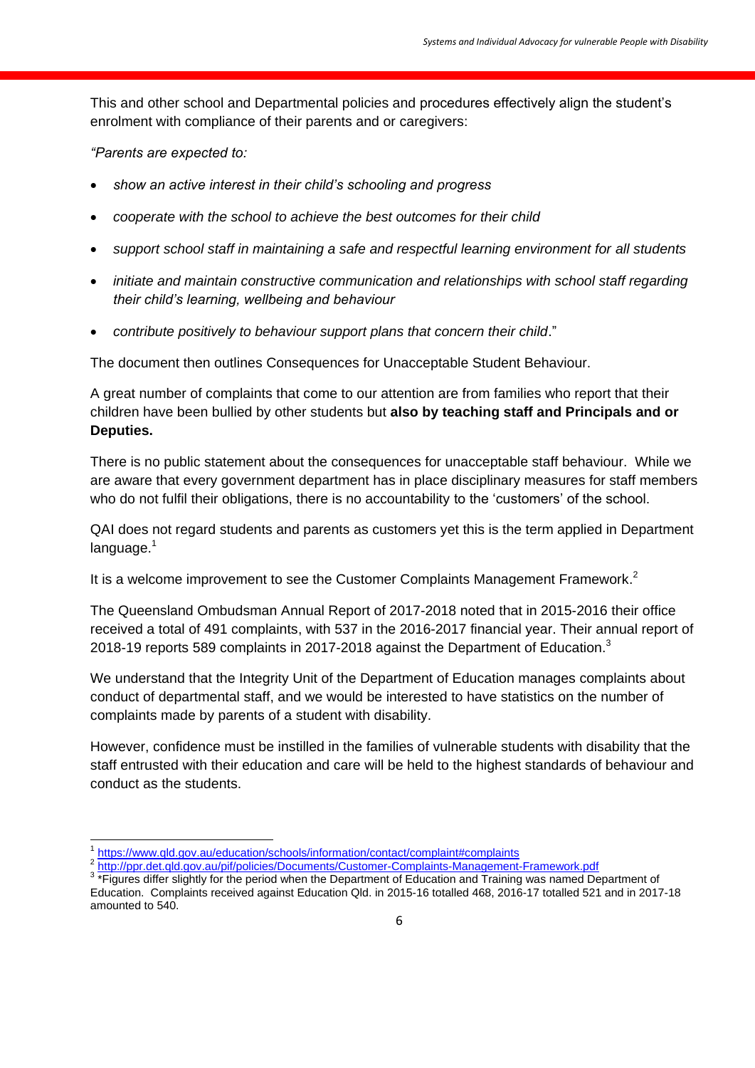This and other school and Departmental policies and procedures effectively align the student's enrolment with compliance of their parents and or caregivers:

*"Parents are expected to:*

- *show an active interest in their child's schooling and progress*
- *cooperate with the school to achieve the best outcomes for their child*
- *support school staff in maintaining a safe and respectful learning environment for all students*
- *initiate and maintain constructive communication and relationships with school staff regarding their child's learning, wellbeing and behaviour*
- *contribute positively to behaviour support plans that concern their child*."

The document then outlines Consequences for Unacceptable Student Behaviour.

A great number of complaints that come to our attention are from families who report that their children have been bullied by other students but **also by teaching staff and Principals and or Deputies.**

There is no public statement about the consequences for unacceptable staff behaviour. While we are aware that every government department has in place disciplinary measures for staff members who do not fulfil their obligations, there is no accountability to the 'customers' of the school.

QAI does not regard students and parents as customers yet this is the term applied in Department language.[1]

It is a welcome improvement to see the Customer Complaints Management Framework.[2]

The Queensland Ombudsman Annual Report of 2017-2018 noted that in 2015-2016 their office received a total of 491 complaints, with 537 in the 2016-2017 financial year. Their annual report of 2018-19 reports 589 complaints in 2017-2018 against the Department of Education.[3]

We understand that the Integrity Unit of the Department of Education manages complaints about conduct of departmental staff, and we would be interested to have statistics on the number of complaints made by parents of a student with disability.

However, confidence must be instilled in the families of vulnerable students with disability that the staff entrusted with their education and care will be held to the highest standards of behaviour and conduct as the students.

---

[1] https://www.qld.gov.au/education/schools/information/contact/complaint#complaints

[2] http://ppr.det.qld.gov.au/pif/policies/Documents/Customer-Complaints-Management-Framework.pdf

[3] *Figures differ slightly for the period when the Department of Education and Training was named Department of Education. Complaints received against Education Qld. in 2015-16 totalled 468, 2016-17 totalled 521 and in 2017-18 amounted to 540.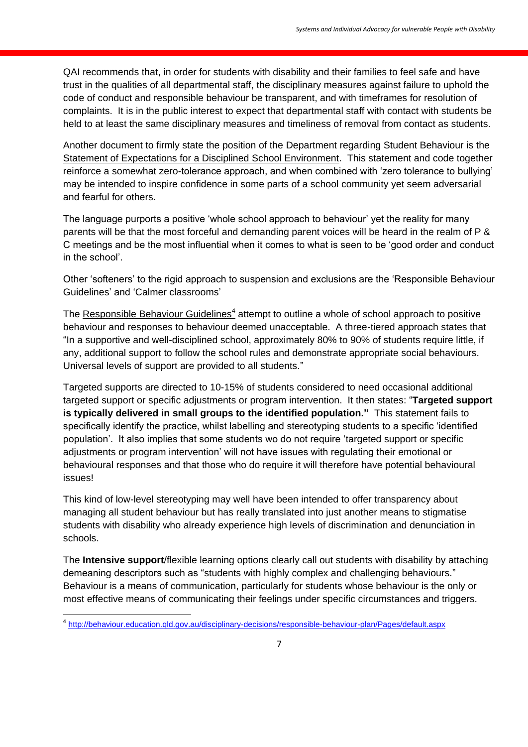QAI recommends that, in order for students with disability and their families to feel safe and have trust in the qualities of all departmental staff, the disciplinary measures against failure to uphold the code of conduct and responsible behaviour be transparent, and with timeframes for resolution of complaints. It is in the public interest to expect that departmental staff with contact with students be held to at least the same disciplinary measures and timeliness of removal from contact as students.

Another document to firmly state the position of the Department regarding Student Behaviour is the Statement of Expectations for a Disciplined School Environment. This statement and code together reinforce a somewhat zero-tolerance approach, and when combined with 'zero tolerance to bullying' may be intended to inspire confidence in some parts of a school community yet seem adversarial and fearful for others.

The language purports a positive 'whole school approach to behaviour' yet the reality for many parents will be that the most forceful and demanding parent voices will be heard in the realm of P & C meetings and be the most influential when it comes to what is seen to be 'good order and conduct in the school'.

Other 'softeners' to the rigid approach to suspension and exclusions are the 'Responsible Behaviour Guidelines' and 'Calmer classrooms'

The Responsible Behaviour Guidelines[4] attempt to outline a whole of school approach to positive behaviour and responses to behaviour deemed unacceptable. A three-tiered approach states that "In a supportive and well-disciplined school, approximately 80% to 90% of students require little, if any, additional support to follow the school rules and demonstrate appropriate social behaviours. Universal levels of support are provided to all students."

Targeted supports are directed to 10-15% of students considered to need occasional additional targeted support or specific adjustments or program intervention. It then states: "**Targeted support is typically delivered in small groups to the identified population."** This statement fails to specifically identify the practice, whilst labelling and stereotyping students to a specific 'identified population'. It also implies that some students wo do not require 'targeted support or specific adjustments or program intervention' will not have issues with regulating their emotional or behavioural responses and that those who do require it will therefore have potential behavioural issues!

This kind of low-level stereotyping may well have been intended to offer transparency about managing all student behaviour but has really translated into just another means to stigmatise students with disability who already experience high levels of discrimination and denunciation in schools.

The **Intensive support**/flexible learning options clearly call out students with disability by attaching demeaning descriptors such as "students with highly complex and challenging behaviours." Behaviour is a means of communication, particularly for students whose behaviour is the only or most effective means of communicating their feelings under specific circumstances and triggers.

[4] http://behaviour.education.qld.gov.au/disciplinary-decisions/responsible-behaviour-plan/Pages/default.aspx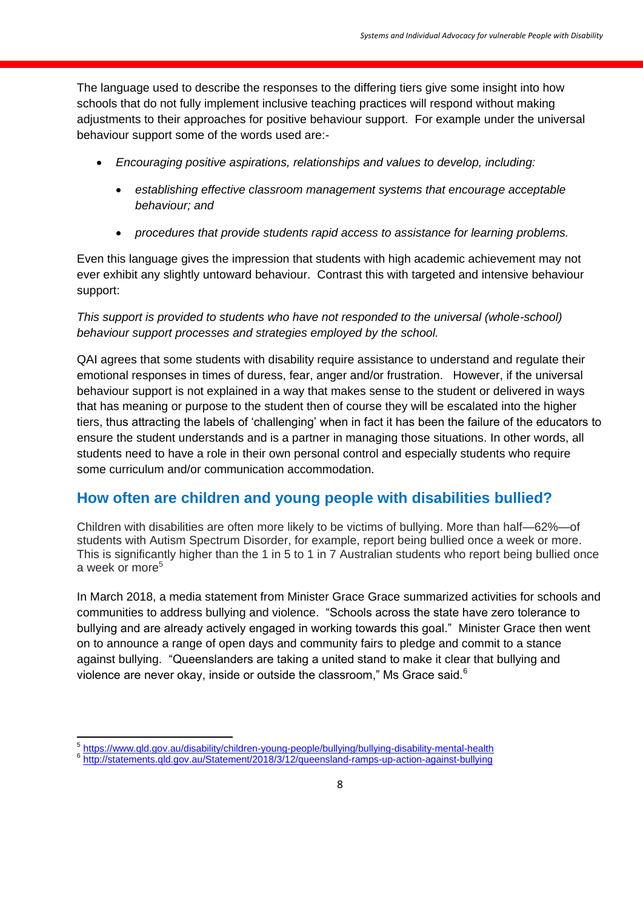The language used to describe the responses to the differing tiers give some insight into how schools that do not fully implement inclusive teaching practices will respond without making adjustments to their approaches for positive behaviour support. For example under the universal behaviour support some of the words used are:-

- *Encouraging positive aspirations, relationships and values to develop, including:*
  - *establishing effective classroom management systems that encourage acceptable behaviour; and*
  - *procedures that provide students rapid access to assistance for learning problems.*

Even this language gives the impression that students with high academic achievement may not ever exhibit any slightly untoward behaviour. Contrast this with targeted and intensive behaviour support:

*This support is provided to students who have not responded to the universal (whole-school) behaviour support processes and strategies employed by the school.*

QAI agrees that some students with disability require assistance to understand and regulate their emotional responses in times of duress, fear, anger and/or frustration. However, if the universal behaviour support is not explained in a way that makes sense to the student or delivered in ways that has meaning or purpose to the student then of course they will be escalated into the higher tiers, thus attracting the labels of 'challenging' when in fact it has been the failure of the educators to ensure the student understands and is a partner in managing those situations. In other words, all students need to have a role in their own personal control and especially students who require some curriculum and/or communication accommodation.

## How often are children and young people with disabilities bullied?

Children with disabilities are often more likely to be victims of bullying. More than half—62%—of students with Autism Spectrum Disorder, for example, report being bullied once a week or more. This is significantly higher than the 1 in 5 to 1 in 7 Australian students who report being bullied once a week or more[5]

In March 2018, a media statement from Minister Grace Grace summarized activities for schools and communities to address bullying and violence. "Schools across the state have zero tolerance to bullying and are already actively engaged in working towards this goal." Minister Grace then went on to announce a range of open days and community fairs to pledge and commit to a stance against bullying. "Queenslanders are taking a united stand to make it clear that bullying and violence are never okay, inside or outside the classroom," Ms Grace said.[6]

---

[5] https://www.qld.gov.au/disability/children-young-people/bullying/bullying-disability-mental-health
[6] http://statements.qld.gov.au/Statement/2018/3/12/queensland-ramps-up-action-against-bullying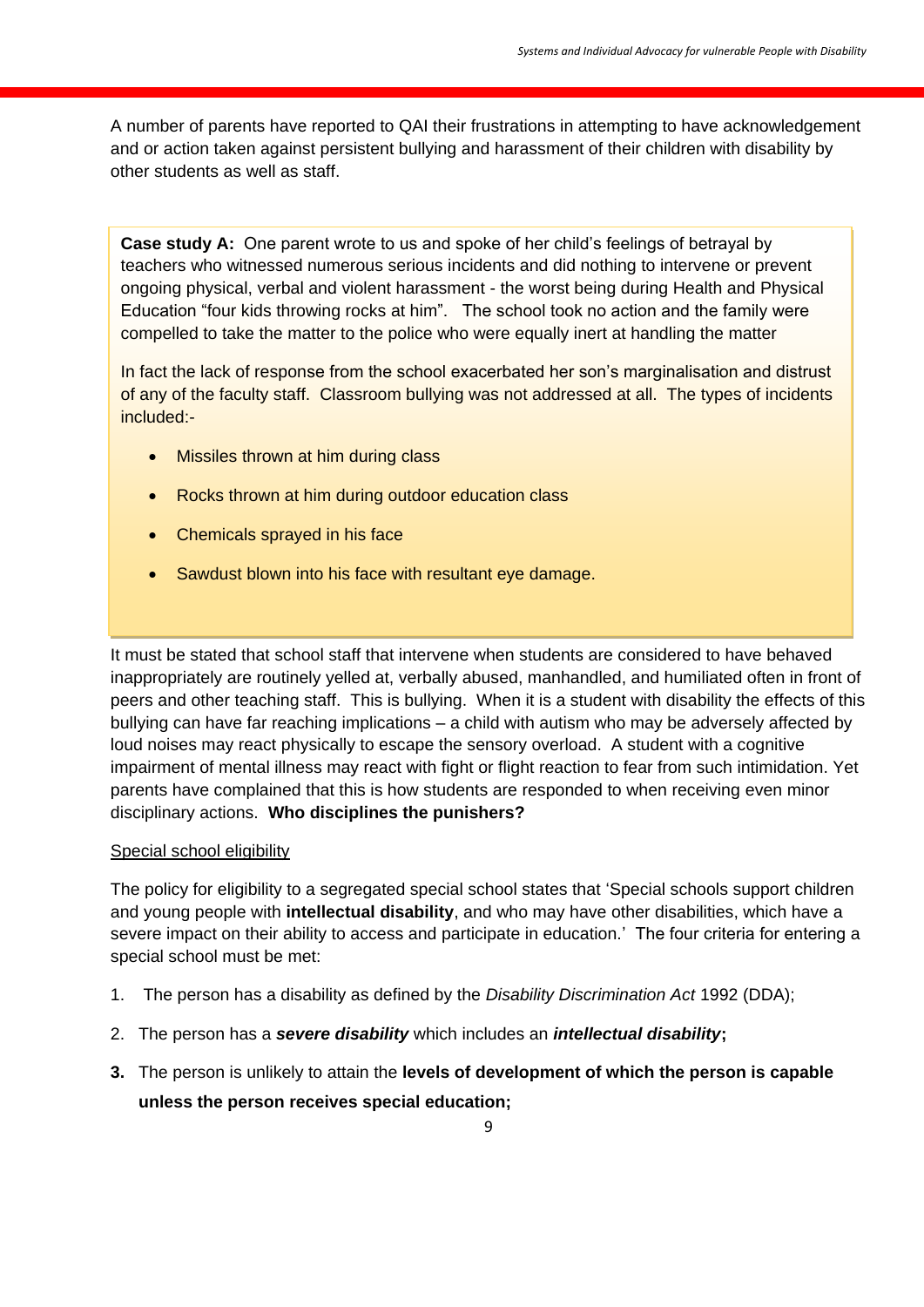A number of parents have reported to QAI their frustrations in attempting to have acknowledgement and or action taken against persistent bullying and harassment of their children with disability by other students as well as staff.

> **Case study A:** One parent wrote to us and spoke of her child's feelings of betrayal by teachers who witnessed numerous serious incidents and did nothing to intervene or prevent ongoing physical, verbal and violent harassment - the worst being during Health and Physical Education "four kids throwing rocks at him". The school took no action and the family were compelled to take the matter to the police who were equally inert at handling the matter
>
> In fact the lack of response from the school exacerbated her son's marginalisation and distrust of any of the faculty staff. Classroom bullying was not addressed at all. The types of incidents included:-
>
> - Missiles thrown at him during class
> - Rocks thrown at him during outdoor education class
> - Chemicals sprayed in his face
> - Sawdust blown into his face with resultant eye damage.

It must be stated that school staff that intervene when students are considered to have behaved inappropriately are routinely yelled at, verbally abused, manhandled, and humiliated often in front of peers and other teaching staff. This is bullying. When it is a student with disability the effects of this bullying can have far reaching implications – a child with autism who may be adversely affected by loud noises may react physically to escape the sensory overload. A student with a cognitive impairment of mental illness may react with fight or flight reaction to fear from such intimidation. Yet parents have complained that this is how students are responded to when receiving even minor disciplinary actions. **Who disciplines the punishers?**

<u>Special school eligibility</u>

The policy for eligibility to a segregated special school states that 'Special schools support children and young people with **intellectual disability**, and who may have other disabilities, which have a severe impact on their ability to access and participate in education.' The four criteria for entering a special school must be met:

1. The person has a disability as defined by the *Disability Discrimination Act* 1992 (DDA);
2. The person has a ***severe disability*** which includes an ***intellectual disability*;**
3. The person is unlikely to attain the **levels of development of which the person is capable unless the person receives special education;**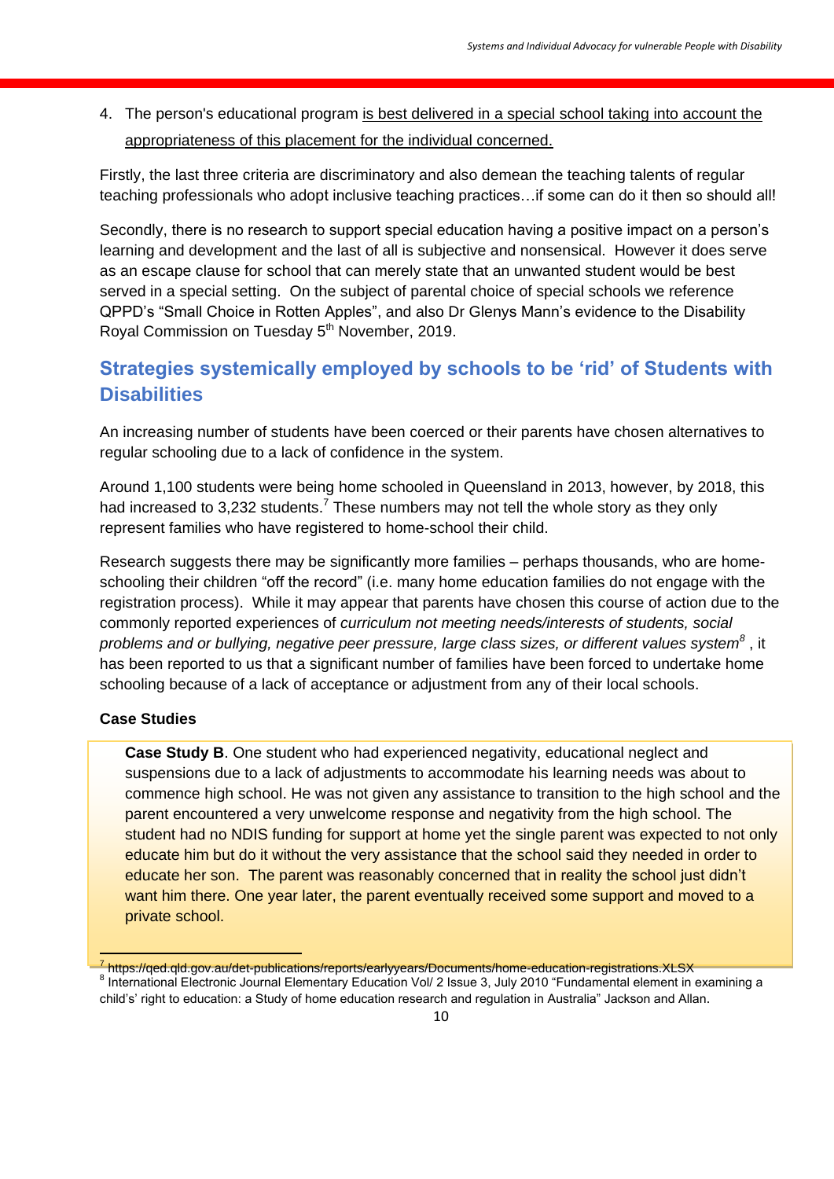4. The person's educational program <u>is best delivered in a special school taking into account the appropriateness of this placement for the individual concerned.</u>

Firstly, the last three criteria are discriminatory and also demean the teaching talents of regular teaching professionals who adopt inclusive teaching practices…if some can do it then so should all!

Secondly, there is no research to support special education having a positive impact on a person's learning and development and the last of all is subjective and nonsensical. However it does serve as an escape clause for school that can merely state that an unwanted student would be best served in a special setting. On the subject of parental choice of special schools we reference QPPD's "Small Choice in Rotten Apples", and also Dr Glenys Mann's evidence to the Disability Royal Commission on Tuesday 5th November, 2019.

## Strategies systemically employed by schools to be 'rid' of Students with Disabilities

An increasing number of students have been coerced or their parents have chosen alternatives to regular schooling due to a lack of confidence in the system.

Around 1,100 students were being home schooled in Queensland in 2013, however, by 2018, this had increased to 3,232 students.[7] These numbers may not tell the whole story as they only represent families who have registered to home-school their child.

Research suggests there may be significantly more families – perhaps thousands, who are home-schooling their children "off the record" (i.e. many home education families do not engage with the registration process). While it may appear that parents have chosen this course of action due to the commonly reported experiences of *curriculum not meeting needs/interests of students, social problems and or bullying, negative peer pressure, large class sizes, or different values system*[8] , it has been reported to us that a significant number of families have been forced to undertake home schooling because of a lack of acceptance or adjustment from any of their local schools.

**Case Studies**

**Case Study B**. One student who had experienced negativity, educational neglect and suspensions due to a lack of adjustments to accommodate his learning needs was about to commence high school. He was not given any assistance to transition to the high school and the parent encountered a very unwelcome response and negativity from the high school. The student had no NDIS funding for support at home yet the single parent was expected to not only educate him but do it without the very assistance that the school said they needed in order to educate her son. The parent was reasonably concerned that in reality the school just didn't want him there. One year later, the parent eventually received some support and moved to a private school.

---

[7] https://qed.qld.gov.au/det-publications/reports/earlyyears/Documents/home-education-registrations.XLSX

[8] International Electronic Journal Elementary Education Vol/ 2 Issue 3, July 2010 "Fundamental element in examining a child's' right to education: a Study of home education research and regulation in Australia" Jackson and Allan.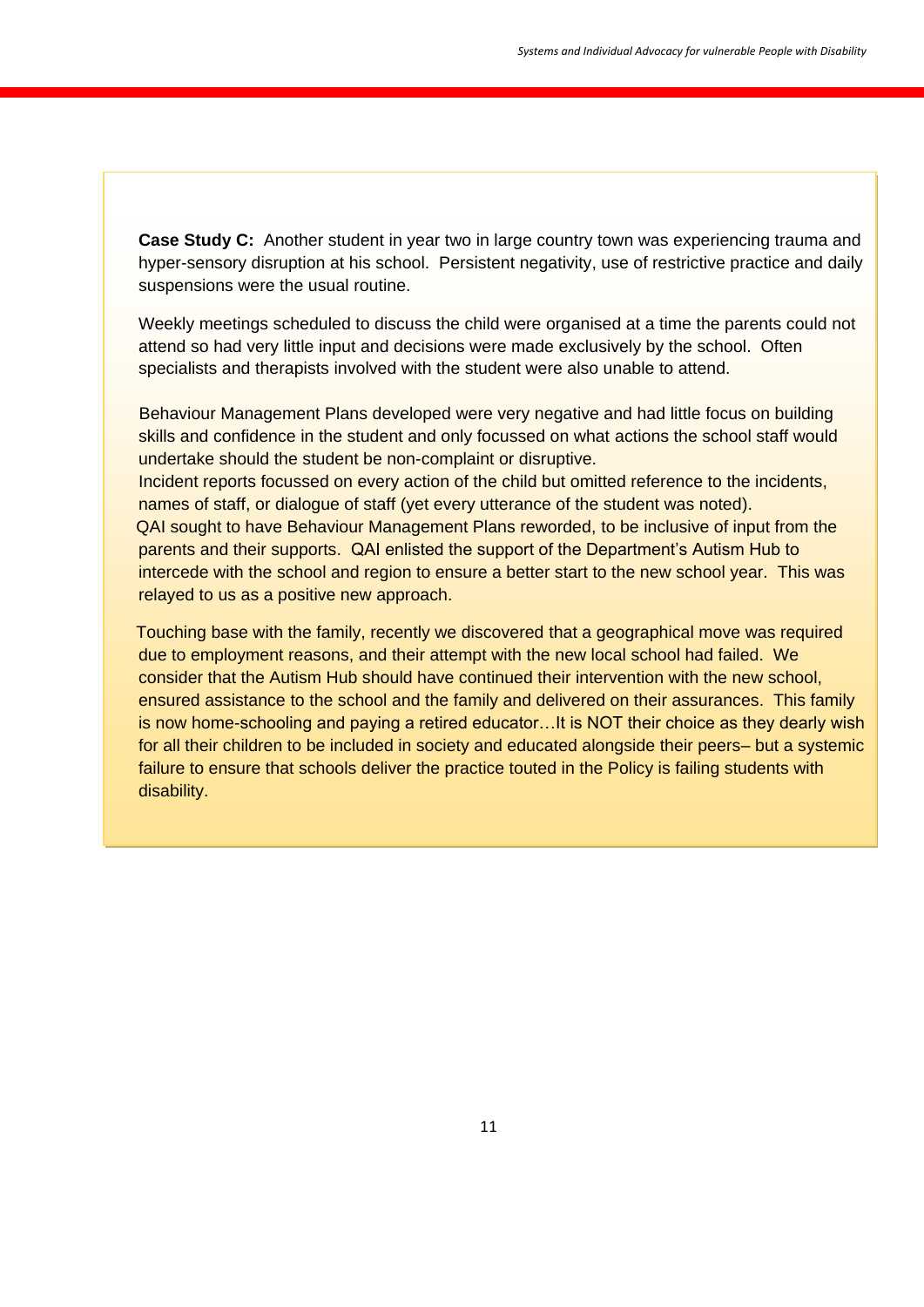**Case Study C:** Another student in year two in large country town was experiencing trauma and hyper-sensory disruption at his school. Persistent negativity, use of restrictive practice and daily suspensions were the usual routine.

Weekly meetings scheduled to discuss the child were organised at a time the parents could not attend so had very little input and decisions were made exclusively by the school. Often specialists and therapists involved with the student were also unable to attend.

Behaviour Management Plans developed were very negative and had little focus on building skills and confidence in the student and only focussed on what actions the school staff would undertake should the student be non-complaint or disruptive.

Incident reports focussed on every action of the child but omitted reference to the incidents, names of staff, or dialogue of staff (yet every utterance of the student was noted).

QAI sought to have Behaviour Management Plans reworded, to be inclusive of input from the parents and their supports. QAI enlisted the support of the Department's Autism Hub to intercede with the school and region to ensure a better start to the new school year. This was relayed to us as a positive new approach.

Touching base with the family, recently we discovered that a geographical move was required due to employment reasons, and their attempt with the new local school had failed. We consider that the Autism Hub should have continued their intervention with the new school, ensured assistance to the school and the family and delivered on their assurances. This family is now home-schooling and paying a retired educator…It is NOT their choice as they dearly wish for all their children to be included in society and educated alongside their peers– but a systemic failure to ensure that schools deliver the practice touted in the Policy is failing students with disability.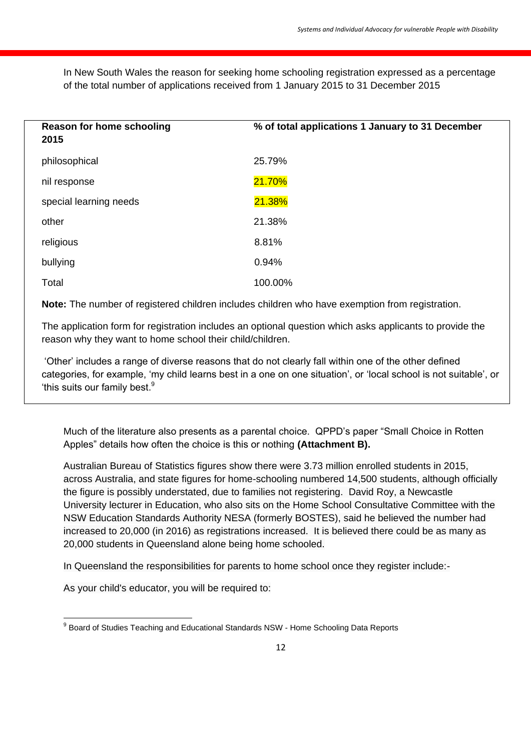In New South Wales the reason for seeking home schooling registration expressed as a percentage of the total number of applications received from 1 January 2015 to 31 December 2015

| Reason for home schooling 2015 | % of total applications 1 January to 31 December |
|---|---|
| philosophical | 25.79% |
| nil response | 21.70% |
| special learning needs | 21.38% |
| other | 21.38% |
| religious | 8.81% |
| bullying | 0.94% |
| Total | 100.00% |

**Note:** The number of registered children includes children who have exemption from registration.

The application form for registration includes an optional question which asks applicants to provide the reason why they want to home school their child/children.

'Other' includes a range of diverse reasons that do not clearly fall within one of the other defined categories, for example, 'my child learns best in a one on one situation', or 'local school is not suitable', or 'this suits our family best.[9]

Much of the literature also presents as a parental choice. QPPD's paper "Small Choice in Rotten Apples" details how often the choice is this or nothing **(Attachment B).**

Australian Bureau of Statistics figures show there were 3.73 million enrolled students in 2015, across Australia, and state figures for home-schooling numbered 14,500 students, although officially the figure is possibly understated, due to families not registering. David Roy, a Newcastle University lecturer in Education, who also sits on the Home School Consultative Committee with the NSW Education Standards Authority NESA (formerly BOSTES), said he believed the number had increased to 20,000 (in 2016) as registrations increased. It is believed there could be as many as 20,000 students in Queensland alone being home schooled.

In Queensland the responsibilities for parents to home school once they register include:-

As your child's educator, you will be required to:

[9] Board of Studies Teaching and Educational Standards NSW - Home Schooling Data Reports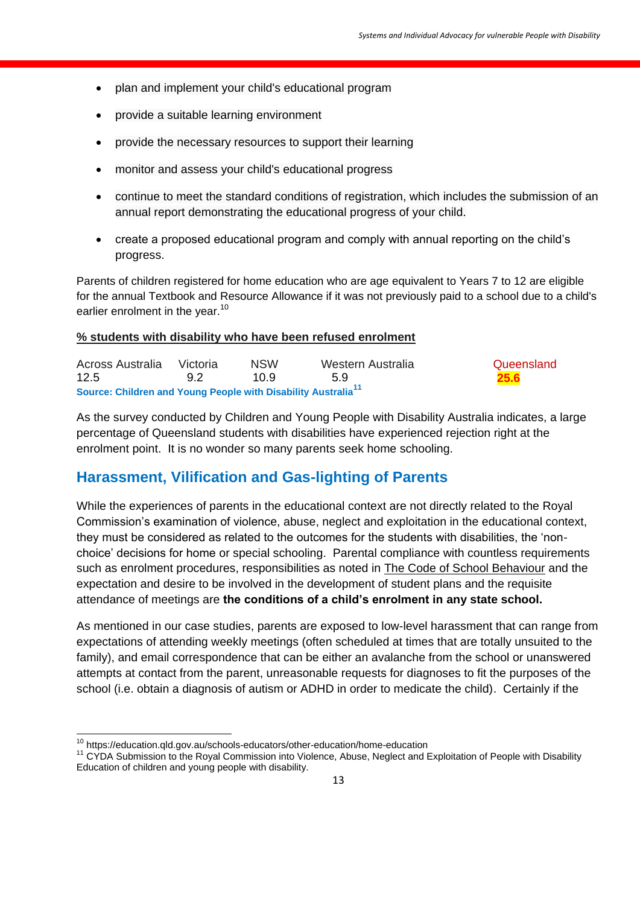- plan and implement your child's educational program
- provide a suitable learning environment
- provide the necessary resources to support their learning
- monitor and assess your child's educational progress
- continue to meet the standard conditions of registration, which includes the submission of an annual report demonstrating the educational progress of your child.
- create a proposed educational program and comply with annual reporting on the child's progress.

Parents of children registered for home education who are age equivalent to Years 7 to 12 are eligible for the annual Textbook and Resource Allowance if it was not previously paid to a school due to a child's earlier enrolment in the year.[10]

**% students with disability who have been refused enrolment**

| Across Australia | Victoria | NSW | Western Australia | Queensland |
|---|---|---|---|---|
| 12.5 | 9.2 | 10.9 | 5.9 | **25.6** |

**Source: Children and Young People with Disability Australia**[11]

As the survey conducted by Children and Young People with Disability Australia indicates, a large percentage of Queensland students with disabilities have experienced rejection right at the enrolment point. It is no wonder so many parents seek home schooling.

## Harassment, Vilification and Gas-lighting of Parents

While the experiences of parents in the educational context are not directly related to the Royal Commission's examination of violence, abuse, neglect and exploitation in the educational context, they must be considered as related to the outcomes for the students with disabilities, the 'non-choice' decisions for home or special schooling. Parental compliance with countless requirements such as enrolment procedures, responsibilities as noted in The Code of School Behaviour and the expectation and desire to be involved in the development of student plans and the requisite attendance of meetings are **the conditions of a child's enrolment in any state school.**

As mentioned in our case studies, parents are exposed to low-level harassment that can range from expectations of attending weekly meetings (often scheduled at times that are totally unsuited to the family), and email correspondence that can be either an avalanche from the school or unanswered attempts at contact from the parent, unreasonable requests for diagnoses to fit the purposes of the school (i.e. obtain a diagnosis of autism or ADHD in order to medicate the child). Certainly if the

[10] https://education.qld.gov.au/schools-educators/other-education/home-education

[11] CYDA Submission to the Royal Commission into Violence, Abuse, Neglect and Exploitation of People with Disability Education of children and young people with disability.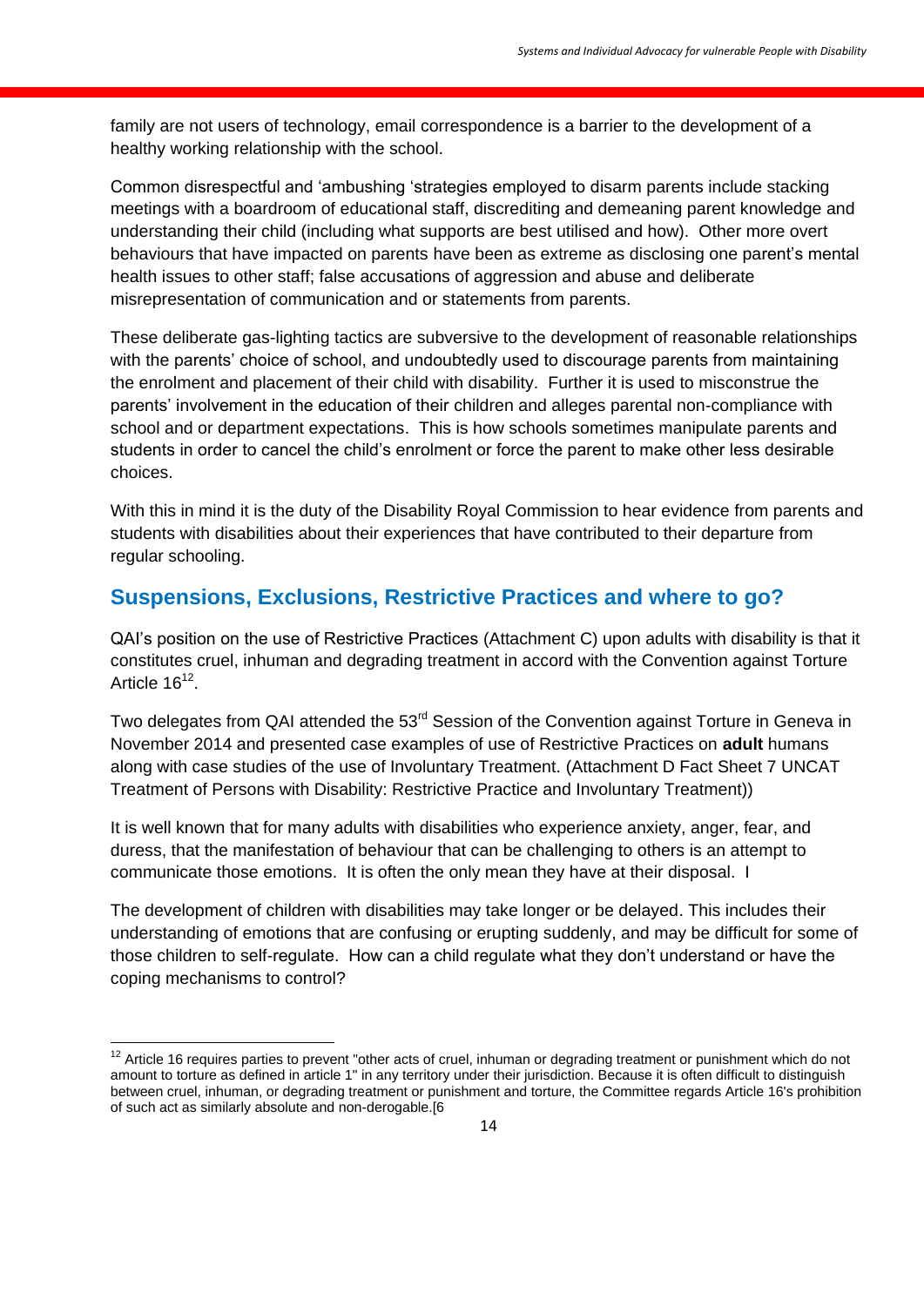family are not users of technology, email correspondence is a barrier to the development of a healthy working relationship with the school.

Common disrespectful and 'ambushing 'strategies employed to disarm parents include stacking meetings with a boardroom of educational staff, discrediting and demeaning parent knowledge and understanding their child (including what supports are best utilised and how). Other more overt behaviours that have impacted on parents have been as extreme as disclosing one parent's mental health issues to other staff; false accusations of aggression and abuse and deliberate misrepresentation of communication and or statements from parents.

These deliberate gas-lighting tactics are subversive to the development of reasonable relationships with the parents' choice of school, and undoubtedly used to discourage parents from maintaining the enrolment and placement of their child with disability. Further it is used to misconstrue the parents' involvement in the education of their children and alleges parental non-compliance with school and or department expectations. This is how schools sometimes manipulate parents and students in order to cancel the child's enrolment or force the parent to make other less desirable choices.

With this in mind it is the duty of the Disability Royal Commission to hear evidence from parents and students with disabilities about their experiences that have contributed to their departure from regular schooling.

## Suspensions, Exclusions, Restrictive Practices and where to go?

QAI's position on the use of Restrictive Practices (Attachment C) upon adults with disability is that it constitutes cruel, inhuman and degrading treatment in accord with the Convention against Torture Article 16[12].

Two delegates from QAI attended the 53rd Session of the Convention against Torture in Geneva in November 2014 and presented case examples of use of Restrictive Practices on **adult** humans along with case studies of the use of Involuntary Treatment. (Attachment D Fact Sheet 7 UNCAT Treatment of Persons with Disability: Restrictive Practice and Involuntary Treatment))

It is well known that for many adults with disabilities who experience anxiety, anger, fear, and duress, that the manifestation of behaviour that can be challenging to others is an attempt to communicate those emotions. It is often the only mean they have at their disposal. I

The development of children with disabilities may take longer or be delayed. This includes their understanding of emotions that are confusing or erupting suddenly, and may be difficult for some of those children to self-regulate. How can a child regulate what they don't understand or have the coping mechanisms to control?

---

[12] Article 16 requires parties to prevent "other acts of cruel, inhuman or degrading treatment or punishment which do not amount to torture as defined in article 1" in any territory under their jurisdiction. Because it is often difficult to distinguish between cruel, inhuman, or degrading treatment or punishment and torture, the Committee regards Article 16's prohibition of such act as similarly absolute and non-derogable.[6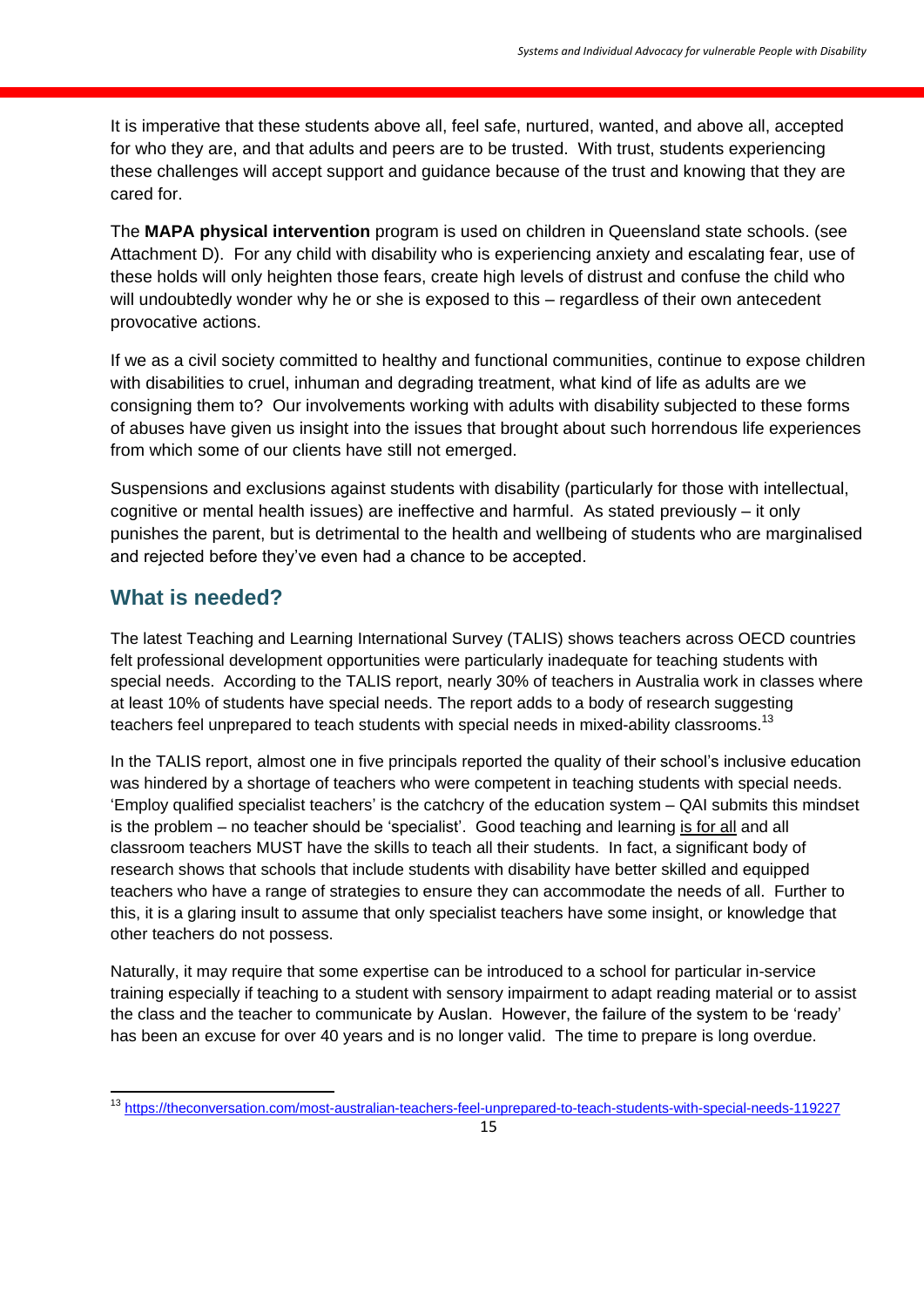It is imperative that these students above all, feel safe, nurtured, wanted, and above all, accepted for who they are, and that adults and peers are to be trusted. With trust, students experiencing these challenges will accept support and guidance because of the trust and knowing that they are cared for.

The **MAPA physical intervention** program is used on children in Queensland state schools. (see Attachment D). For any child with disability who is experiencing anxiety and escalating fear, use of these holds will only heighten those fears, create high levels of distrust and confuse the child who will undoubtedly wonder why he or she is exposed to this – regardless of their own antecedent provocative actions.

If we as a civil society committed to healthy and functional communities, continue to expose children with disabilities to cruel, inhuman and degrading treatment, what kind of life as adults are we consigning them to? Our involvements working with adults with disability subjected to these forms of abuses have given us insight into the issues that brought about such horrendous life experiences from which some of our clients have still not emerged.

Suspensions and exclusions against students with disability (particularly for those with intellectual, cognitive or mental health issues) are ineffective and harmful. As stated previously – it only punishes the parent, but is detrimental to the health and wellbeing of students who are marginalised and rejected before they've even had a chance to be accepted.

## What is needed?

The latest Teaching and Learning International Survey (TALIS) shows teachers across OECD countries felt professional development opportunities were particularly inadequate for teaching students with special needs. According to the TALIS report, nearly 30% of teachers in Australia work in classes where at least 10% of students have special needs. The report adds to a body of research suggesting teachers feel unprepared to teach students with special needs in mixed-ability classrooms.[13]

In the TALIS report, almost one in five principals reported the quality of their school's inclusive education was hindered by a shortage of teachers who were competent in teaching students with special needs. 'Employ qualified specialist teachers' is the catchcry of the education system – QAI submits this mindset is the problem – no teacher should be 'specialist'. Good teaching and learning <u>is for all</u> and all classroom teachers MUST have the skills to teach all their students. In fact, a significant body of research shows that schools that include students with disability have better skilled and equipped teachers who have a range of strategies to ensure they can accommodate the needs of all. Further to this, it is a glaring insult to assume that only specialist teachers have some insight, or knowledge that other teachers do not possess.

Naturally, it may require that some expertise can be introduced to a school for particular in-service training especially if teaching to a student with sensory impairment to adapt reading material or to assist the class and the teacher to communicate by Auslan. However, the failure of the system to be 'ready' has been an excuse for over 40 years and is no longer valid. The time to prepare is long overdue.

---

[13] https://theconversation.com/most-australian-teachers-feel-unprepared-to-teach-students-with-special-needs-119227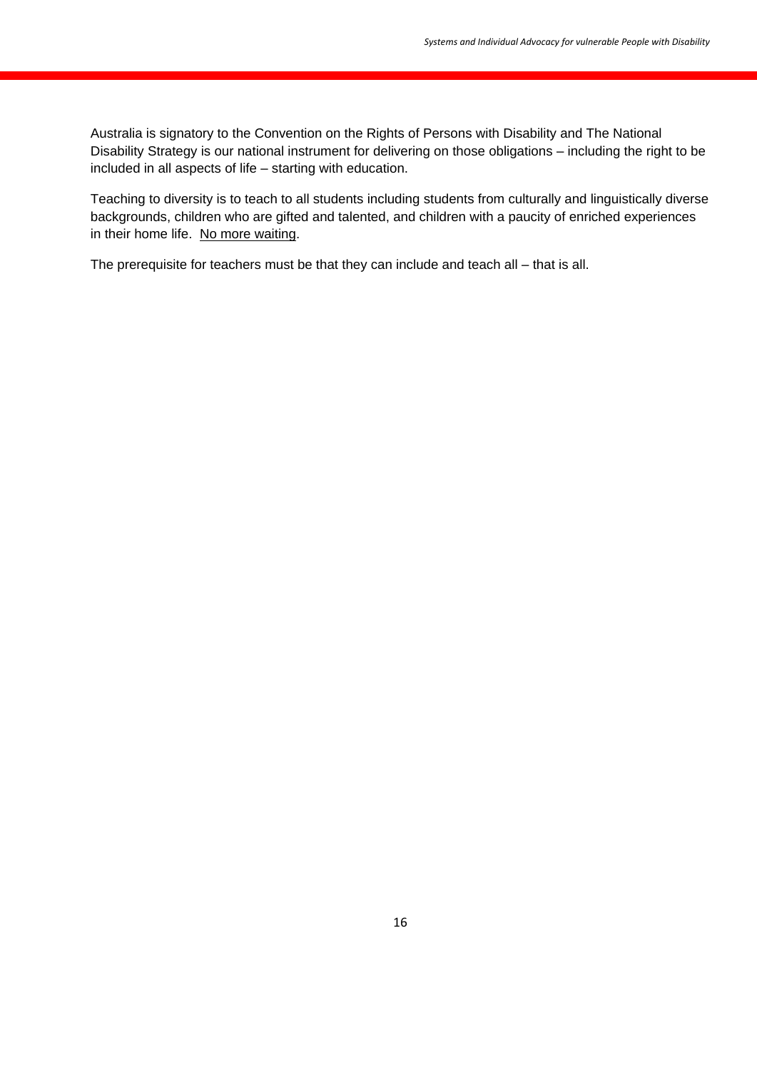Australia is signatory to the Convention on the Rights of Persons with Disability and The National Disability Strategy is our national instrument for delivering on those obligations – including the right to be included in all aspects of life – starting with education.

Teaching to diversity is to teach to all students including students from culturally and linguistically diverse backgrounds, children who are gifted and talented, and children with a paucity of enriched experiences in their home life. <u>No more waiting</u>.

The prerequisite for teachers must be that they can include and teach all – that is all.